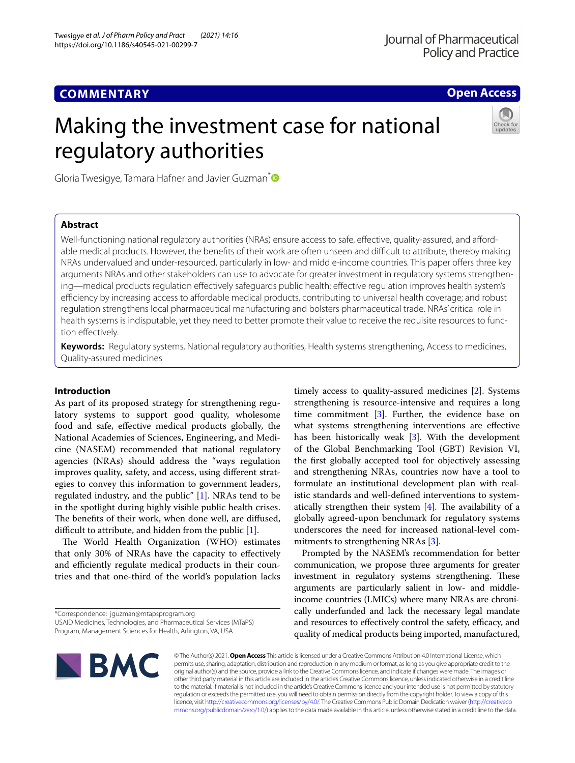**COMMENTARY** | **Open Access**

# Making the investment case for national regulatory authorities

Gloria Twesigye, Tamara Hafner and Javier Guzman*

## Abstract

Well-functioning national regulatory authorities (NRAs) ensure access to safe, effective, quality-assured, and affordable medical products. However, the benefits of their work are often unseen and difficult to attribute, thereby making NRAs undervalued and under-resourced, particularly in low- and middle-income countries. This paper offers three key arguments NRAs and other stakeholders can use to advocate for greater investment in regulatory systems strengthening—medical products regulation effectively safeguards public health; effective regulation improves health system's efficiency by increasing access to affordable medical products, contributing to universal health coverage; and robust regulation strengthens local pharmaceutical manufacturing and bolsters pharmaceutical trade. NRAs' critical role in health systems is indisputable, yet they need to better promote their value to receive the requisite resources to function effectively.

**Keywords:** Regulatory systems, National regulatory authorities, Health systems strengthening, Access to medicines, Quality-assured medicines

## Introduction

As part of its proposed strategy for strengthening regulatory systems to support good quality, wholesome food and safe, effective medical products globally, the National Academies of Sciences, Engineering, and Medicine (NASEM) recommended that national regulatory agencies (NRAs) should address the "ways regulation improves quality, safety, and access, using different strategies to convey this information to government leaders, regulated industry, and the public" [1]. NRAs tend to be in the spotlight during highly visible public health crises. The benefits of their work, when done well, are diffused, difficult to attribute, and hidden from the public [1].

The World Health Organization (WHO) estimates that only 30% of NRAs have the capacity to effectively and efficiently regulate medical products in their countries and that one-third of the world's population lacks timely access to quality-assured medicines [2]. Systems strengthening is resource-intensive and requires a long time commitment [3]. Further, the evidence base on what systems strengthening interventions are effective has been historically weak [3]. With the development of the Global Benchmarking Tool (GBT) Revision VI, the first globally accepted tool for objectively assessing and strengthening NRAs, countries now have a tool to formulate an institutional development plan with realistic standards and well-defined interventions to systematically strengthen their system [4]. The availability of a globally agreed-upon benchmark for regulatory systems underscores the need for increased national-level commitments to strengthening NRAs [3].

Prompted by the NASEM's recommendation for better communication, we propose three arguments for greater investment in regulatory systems strengthening. These arguments are particularly salient in low- and middle-income countries (LMICs) where many NRAs are chronically underfunded and lack the necessary legal mandate and resources to effectively control the safety, efficacy, and quality of medical products being imported, manufactured,

*Correspondence: jguzman@mtapsprogram.org
USAID Medicines, Technologies, and Pharmaceutical Services (MTaPS) Program, Management Sciences for Health, Arlington, VA, USA

© The Author(s) 2021. **Open Access** This article is licensed under a Creative Commons Attribution 4.0 International License, which permits use, sharing, adaptation, distribution and reproduction in any medium or format, as long as you give appropriate credit to the original author(s) and the source, provide a link to the Creative Commons licence, and indicate if changes were made. The images or other third party material in this article are included in the article's Creative Commons licence, unless indicated otherwise in a credit line to the material. If material is not included in the article's Creative Commons licence and your intended use is not permitted by statutory regulation or exceeds the permitted use, you will need to obtain permission directly from the copyright holder. To view a copy of this licence, visit http://creativecommons.org/licenses/by/4.0/. The Creative Commons Public Domain Dedication waiver (http://creativecommons.org/publicdomain/zero/1.0/) applies to the data made available in this article, unless otherwise stated in a credit line to the data.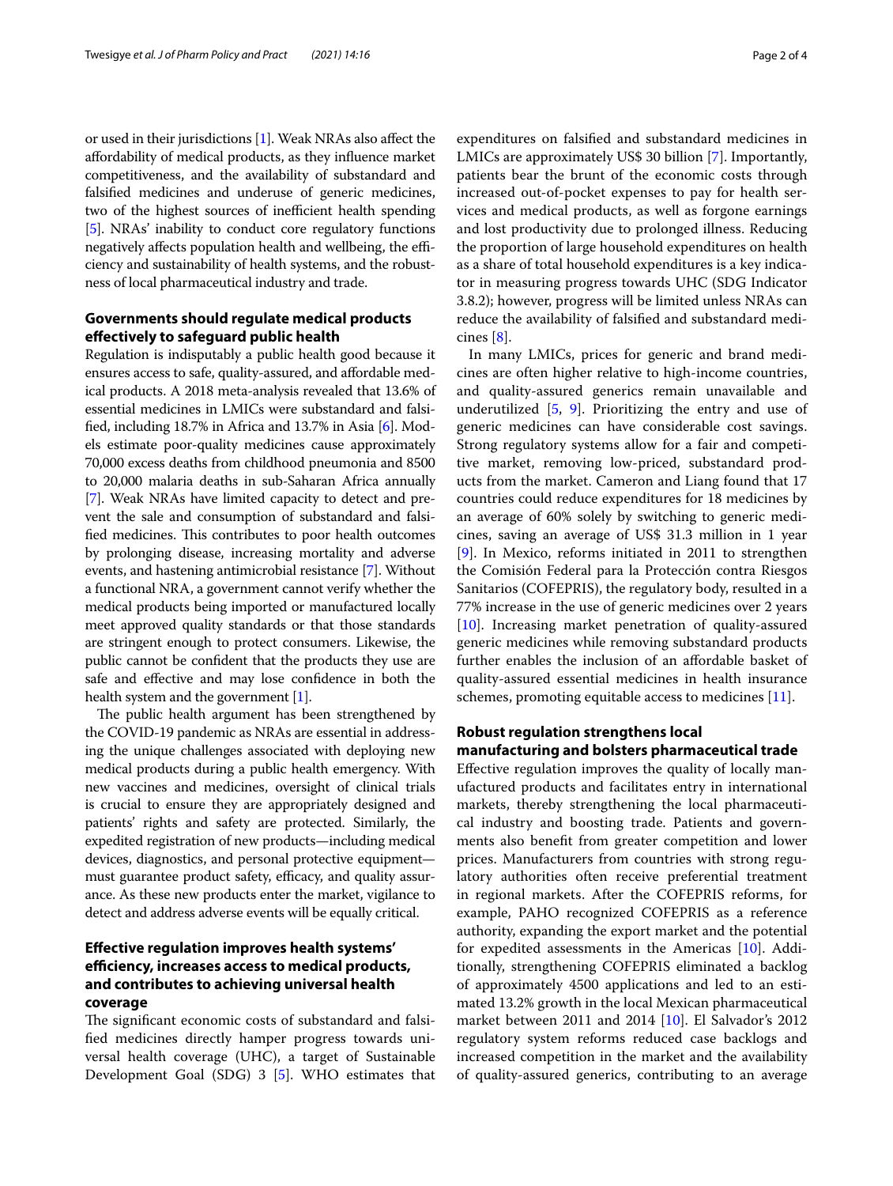or used in their jurisdictions [1]. Weak NRAs also affect the affordability of medical products, as they influence market competitiveness, and the availability of substandard and falsified medicines and underuse of generic medicines, two of the highest sources of inefficient health spending [5]. NRAs' inability to conduct core regulatory functions negatively affects population health and wellbeing, the efficiency and sustainability of health systems, and the robustness of local pharmaceutical industry and trade.

## Governments should regulate medical products effectively to safeguard public health

Regulation is indisputably a public health good because it ensures access to safe, quality-assured, and affordable medical products. A 2018 meta-analysis revealed that 13.6% of essential medicines in LMICs were substandard and falsified, including 18.7% in Africa and 13.7% in Asia [6]. Models estimate poor-quality medicines cause approximately 70,000 excess deaths from childhood pneumonia and 8500 to 20,000 malaria deaths in sub-Saharan Africa annually [7]. Weak NRAs have limited capacity to detect and prevent the sale and consumption of substandard and falsified medicines. This contributes to poor health outcomes by prolonging disease, increasing mortality and adverse events, and hastening antimicrobial resistance [7]. Without a functional NRA, a government cannot verify whether the medical products being imported or manufactured locally meet approved quality standards or that those standards are stringent enough to protect consumers. Likewise, the public cannot be confident that the products they use are safe and effective and may lose confidence in both the health system and the government [1].

The public health argument has been strengthened by the COVID-19 pandemic as NRAs are essential in addressing the unique challenges associated with deploying new medical products during a public health emergency. With new vaccines and medicines, oversight of clinical trials is crucial to ensure they are appropriately designed and patients' rights and safety are protected. Similarly, the expedited registration of new products—including medical devices, diagnostics, and personal protective equipment—must guarantee product safety, efficacy, and quality assurance. As these new products enter the market, vigilance to detect and address adverse events will be equally critical.

## Effective regulation improves health systems' efficiency, increases access to medical products, and contributes to achieving universal health coverage

The significant economic costs of substandard and falsified medicines directly hamper progress towards universal health coverage (UHC), a target of Sustainable Development Goal (SDG) 3 [5]. WHO estimates that expenditures on falsified and substandard medicines in LMICs are approximately US$ 30 billion [7]. Importantly, patients bear the brunt of the economic costs through increased out-of-pocket expenses to pay for health services and medical products, as well as forgone earnings and lost productivity due to prolonged illness. Reducing the proportion of large household expenditures on health as a share of total household expenditures is a key indicator in measuring progress towards UHC (SDG Indicator 3.8.2); however, progress will be limited unless NRAs can reduce the availability of falsified and substandard medicines [8].

In many LMICs, prices for generic and brand medicines are often higher relative to high-income countries, and quality-assured generics remain unavailable and underutilized [5, 9]. Prioritizing the entry and use of generic medicines can have considerable cost savings. Strong regulatory systems allow for a fair and competitive market, removing low-priced, substandard products from the market. Cameron and Liang found that 17 countries could reduce expenditures for 18 medicines by an average of 60% solely by switching to generic medicines, saving an average of US$ 31.3 million in 1 year [9]. In Mexico, reforms initiated in 2011 to strengthen the Comisión Federal para la Protección contra Riesgos Sanitarios (COFEPRIS), the regulatory body, resulted in a 77% increase in the use of generic medicines over 2 years [10]. Increasing market penetration of quality-assured generic medicines while removing substandard products further enables the inclusion of an affordable basket of quality-assured essential medicines in health insurance schemes, promoting equitable access to medicines [11].

## Robust regulation strengthens local manufacturing and bolsters pharmaceutical trade

Effective regulation improves the quality of locally manufactured products and facilitates entry in international markets, thereby strengthening the local pharmaceutical industry and boosting trade. Patients and governments also benefit from greater competition and lower prices. Manufacturers from countries with strong regulatory authorities often receive preferential treatment in regional markets. After the COFEPRIS reforms, for example, PAHO recognized COFEPRIS as a reference authority, expanding the export market and the potential for expedited assessments in the Americas [10]. Additionally, strengthening COFEPRIS eliminated a backlog of approximately 4500 applications and led to an estimated 13.2% growth in the local Mexican pharmaceutical market between 2011 and 2014 [10]. El Salvador's 2012 regulatory system reforms reduced case backlogs and increased competition in the market and the availability of quality-assured generics, contributing to an average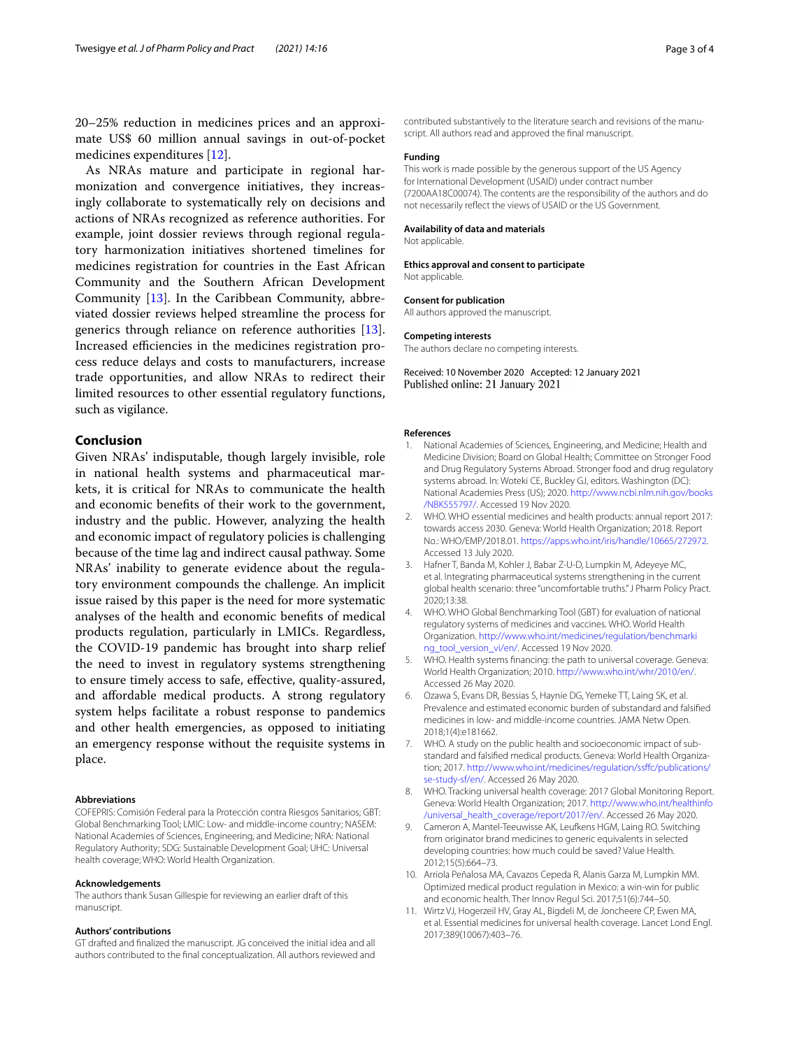20–25% reduction in medicines prices and an approximate US$ 60 million annual savings in out-of-pocket medicines expenditures [12].

As NRAs mature and participate in regional harmonization and convergence initiatives, they increasingly collaborate to systematically rely on decisions and actions of NRAs recognized as reference authorities. For example, joint dossier reviews through regional regulatory harmonization initiatives shortened timelines for medicines registration for countries in the East African Community and the Southern African Development Community [13]. In the Caribbean Community, abbreviated dossier reviews helped streamline the process for generics through reliance on reference authorities [13]. Increased efficiencies in the medicines registration process reduce delays and costs to manufacturers, increase trade opportunities, and allow NRAs to redirect their limited resources to other essential regulatory functions, such as vigilance.

## Conclusion

Given NRAs' indisputable, though largely invisible, role in national health systems and pharmaceutical markets, it is critical for NRAs to communicate the health and economic benefits of their work to the government, industry and the public. However, analyzing the health and economic impact of regulatory policies is challenging because of the time lag and indirect causal pathway. Some NRAs' inability to generate evidence about the regulatory environment compounds the challenge. An implicit issue raised by this paper is the need for more systematic analyses of the health and economic benefits of medical products regulation, particularly in LMICs. Regardless, the COVID-19 pandemic has brought into sharp relief the need to invest in regulatory systems strengthening to ensure timely access to safe, effective, quality-assured, and affordable medical products. A strong regulatory system helps facilitate a robust response to pandemics and other health emergencies, as opposed to initiating an emergency response without the requisite systems in place.

#### Abbreviations

COFEPRIS: Comisión Federal para la Protección contra Riesgos Sanitarios; GBT: Global Benchmarking Tool; LMIC: Low- and middle-income country; NASEM: National Academies of Sciences, Engineering, and Medicine; NRA: National Regulatory Authority; SDG: Sustainable Development Goal; UHC: Universal health coverage; WHO: World Health Organization.

#### Acknowledgements

The authors thank Susan Gillespie for reviewing an earlier draft of this manuscript.

#### Authors' contributions

GT drafted and finalized the manuscript. JG conceived the initial idea and all authors contributed to the final conceptualization. All authors reviewed and contributed substantively to the literature search and revisions of the manuscript. All authors read and approved the final manuscript.

#### Funding

This work is made possible by the generous support of the US Agency for International Development (USAID) under contract number (7200AA18C00074). The contents are the responsibility of the authors and do not necessarily reflect the views of USAID or the US Government.

#### Availability of data and materials

Not applicable.

#### Ethics approval and consent to participate

Not applicable.

#### Consent for publication

All authors approved the manuscript.

#### Competing interests

The authors declare no competing interests.

Received: 10 November 2020 Accepted: 12 January 2021
Published online: 21 January 2021

#### References

1. National Academies of Sciences, Engineering, and Medicine; Health and Medicine Division; Board on Global Health; Committee on Stronger Food and Drug Regulatory Systems Abroad. Stronger food and drug regulatory systems abroad. In: Woteki CE, Buckley GJ, editors. Washington (DC): National Academies Press (US); 2020. http://www.ncbi.nlm.nih.gov/books/NBK555797/. Accessed 19 Nov 2020.
2. WHO. WHO essential medicines and health products: annual report 2017: towards access 2030. Geneva: World Health Organization; 2018. Report No.: WHO/EMP/2018.01. https://apps.who.int/iris/handle/10665/272972. Accessed 13 July 2020.
3. Hafner T, Banda M, Kohler J, Babar Z-U-D, Lumpkin M, Adeyeye MC, et al. Integrating pharmaceutical systems strengthening in the current global health scenario: three "uncomfortable truths." J Pharm Policy Pract. 2020;13:38.
4. WHO. WHO Global Benchmarking Tool (GBT) for evaluation of national regulatory systems of medicines and vaccines. WHO. World Health Organization. http://www.who.int/medicines/regulation/benchmarking_tool_version_vi/en/. Accessed 19 Nov 2020.
5. WHO. Health systems financing: the path to universal coverage. Geneva: World Health Organization; 2010. http://www.who.int/whr/2010/en/. Accessed 26 May 2020.
6. Ozawa S, Evans DR, Bessias S, Haynie DG, Yemeke TT, Laing SK, et al. Prevalence and estimated economic burden of substandard and falsified medicines in low- and middle-income countries. JAMA Netw Open. 2018;1(4):e181662.
7. WHO. A study on the public health and socioeconomic impact of substandard and falsified medical products. Geneva: World Health Organization; 2017. http://www.who.int/medicines/regulation/ssffc/publications/se-study-sf/en/. Accessed 26 May 2020.
8. WHO. Tracking universal health coverage: 2017 Global Monitoring Report. Geneva: World Health Organization; 2017. http://www.who.int/healthinfo/universal_health_coverage/report/2017/en/. Accessed 26 May 2020.
9. Cameron A, Mantel-Teeuwisse AK, Leufkens HGM, Laing RO. Switching from originator brand medicines to generic equivalents in selected developing countries: how much could be saved? Value Health. 2012;15(5):664–73.
10. Arriola Peñalosa MA, Cavazos Cepeda R, Alanis Garza M, Lumpkin MM. Optimized medical product regulation in Mexico: a win-win for public and economic health. Ther Innov Regul Sci. 2017;51(6):744–50.
11. Wirtz VJ, Hogerzeil HV, Gray AL, Bigdeli M, de Joncheere CP, Ewen MA, et al. Essential medicines for universal health coverage. Lancet Lond Engl. 2017;389(10067):403–76.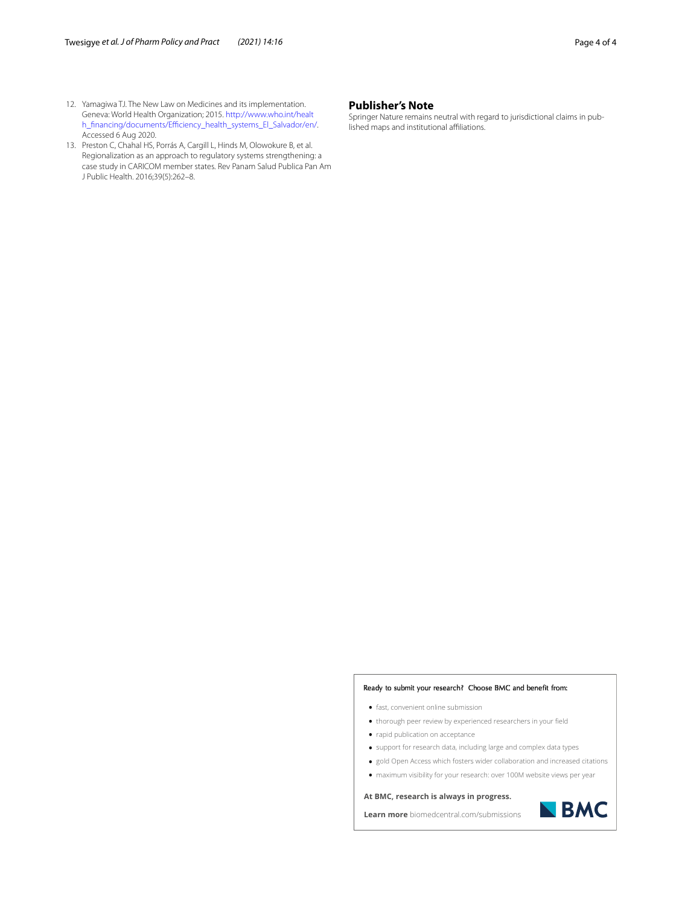12. Yamagiwa TJ. The New Law on Medicines and its implementation. Geneva: World Health Organization; 2015. http://www.who.int/health_financing/documents/Efficiency_health_systems_El_Salvador/en/. Accessed 6 Aug 2020.
13. Preston C, Chahal HS, Porrás A, Cargill L, Hinds M, Olowokure B, et al. Regionalization as an approach to regulatory systems strengthening: a case study in CARICOM member states. Rev Panam Salud Publica Pan Am J Public Health. 2016;39(5):262–8.

## Publisher's Note

Springer Nature remains neutral with regard to jurisdictional claims in published maps and institutional affiliations.

Ready to submit your research? Choose BMC and benefit from:

- fast, convenient online submission
- thorough peer review by experienced researchers in your field
- rapid publication on acceptance
- support for research data, including large and complex data types
- gold Open Access which fosters wider collaboration and increased citations
- maximum visibility for your research: over 100M website views per year

**At BMC, research is always in progress.**

**Learn more** biomedcentral.com/submissions

BMC